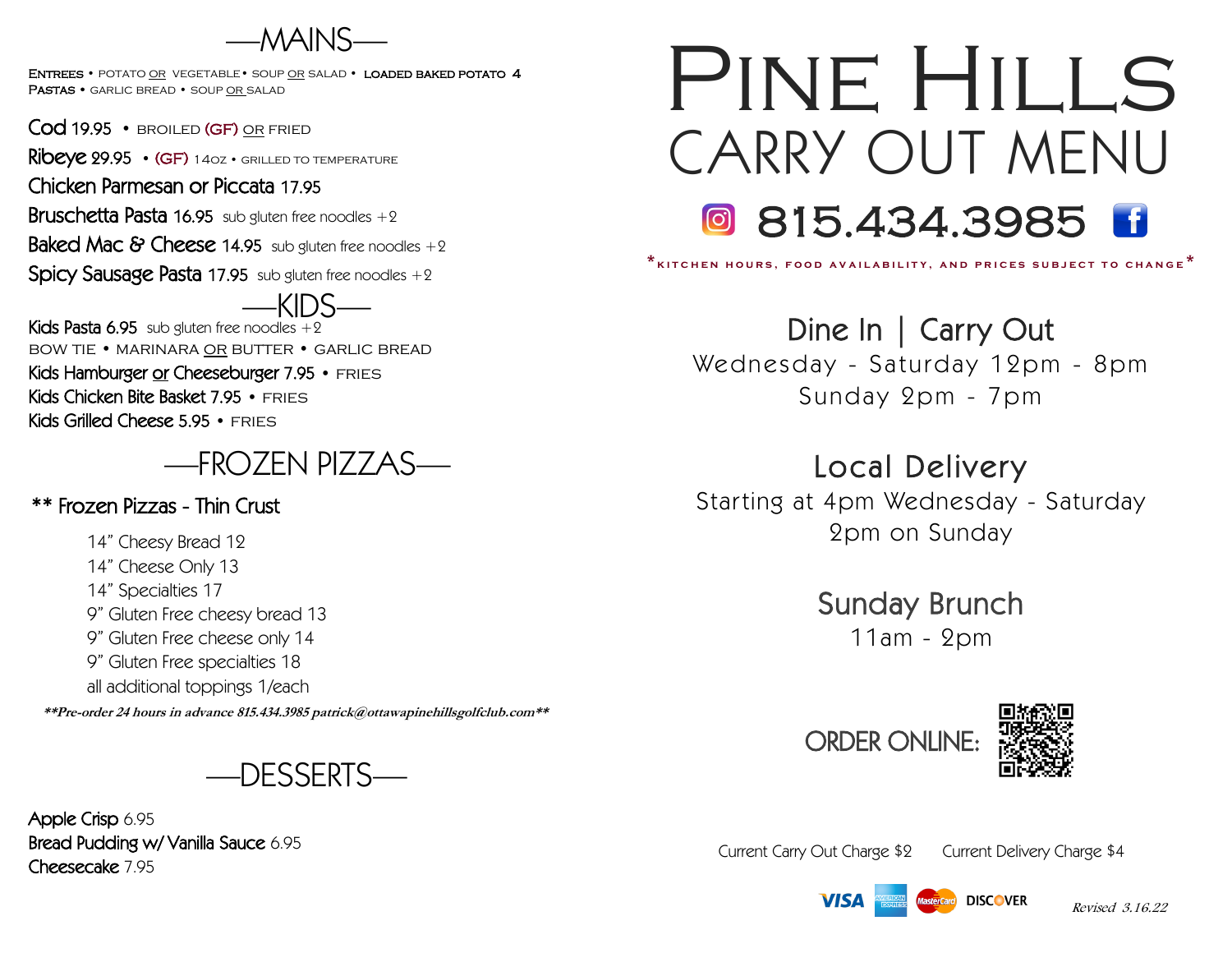# Pine Hills

## Carry Out Menu

815.434.3985

*kitchen hours, food availability, and prices subject to change*

### Dine In | Carry Out

Wednesday - Saturday 12pm - 8pm

Sunday 2pm - 7pm

### Local Delivery

Starting at 4pm Wednesday - Saturday

2pm on Sunday

### Sunday Brunch

11am - 2pm

ORDER ONLINE:

## —MAINS—

**Entrees** • potato or vegetable • soup or salad • **loaded baked potato 4**

**Pastas** • garlic bread • soup or salad

**Cod** 19.95 • broiled (GF) or fried

**Ribeye** 29.95 • (GF) 14oz • grilled to temperature

**Chicken Parmesan or Piccata** 17.95

**Bruschetta Pasta** 16.95 sub gluten free noodles +2

**Baked Mac & Cheese** 14.95 sub gluten free noodles +2

**Spicy Sausage Pasta** 17.95 sub gluten free noodles +2

## —KIDS—

**Kids Pasta** 6.95 sub gluten free noodles +2

bow tie • marinara or butter • garlic bread

**Kids Hamburger or Cheeseburger** 7.95 • fries

**Kids Chicken Bite Basket** 7.95 • fries

**Kids Grilled Cheese** 5.95 • fries

## —FROZEN PIZZAS—

### ** Frozen Pizzas - Thin Crust

- 14" Cheesy Bread 12
- 14" Cheese Only 13
- 14" Specialties 17
- 9" Gluten Free cheesy bread 13
- 9" Gluten Free cheese only 14
- 9" Gluten Free specialties 18
- all additional toppings 1/each

***\*\*Pre-order 24 hours in advance 815.434.3985 patrick@ottawapinehillsgolfclub.com\*\****

## —DESSERTS—

**Apple Crisp** 6.95

**Bread Pudding w/ Vanilla Sauce** 6.95

**Cheesecake** 7.95

Current Carry Out Charge $2 Current Delivery Charge $4

VISA AMERICAN EXPRESS MasterCard DISCOVER

*Revised 3.16.22*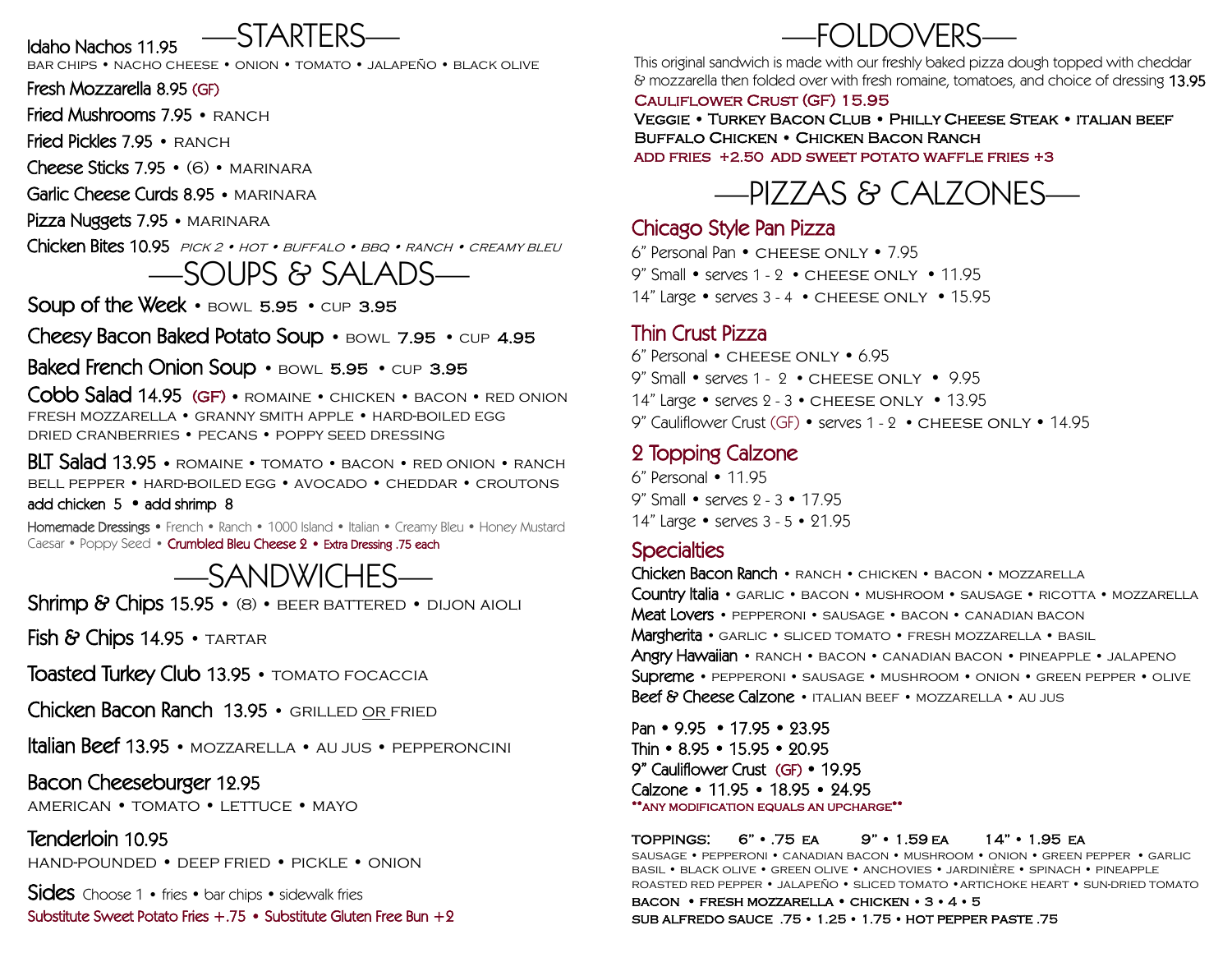## —STARTERS—

**Idaho Nachos** 11.95
BAR CHIPS • NACHO CHEESE • ONION • TOMATO • JALAPEÑO • BLACK OLIVE

**Fresh Mozzarella** 8.95 (GF)

**Fried Mushrooms** 7.95 • RANCH

**Fried Pickles** 7.95 • RANCH

**Cheese Sticks** 7.95 • (6) • MARINARA

**Garlic Cheese Curds** 8.95 • MARINARA

**Pizza Nuggets** 7.95 • MARINARA

**Chicken Bites** 10.95 *PICK 2 • HOT • BUFFALO • BBQ • RANCH • CREAMY BLEU*

## —SOUPS & SALADS—

**Soup of the Week** • BOWL 5.95 • CUP 3.95

**Cheesy Bacon Baked Potato Soup** • BOWL 7.95 • CUP 4.95

**Baked French Onion Soup** • BOWL 5.95 • CUP 3.95

**Cobb Salad** 14.95 (GF) • ROMAINE • CHICKEN • BACON • RED ONION
FRESH MOZZARELLA • GRANNY SMITH APPLE • HARD-BOILED EGG
DRIED CRANBERRIES • PECANS • POPPY SEED DRESSING

**BLT Salad** 13.95 • ROMAINE • TOMATO • BACON • RED ONION • RANCH
BELL PEPPER • HARD-BOILED EGG • AVOCADO • CHEDDAR • CROUTONS
add chicken 5 • add shrimp 8

Homemade Dressings • French • Ranch • 1000 Island • Italian • Creamy Bleu • Honey Mustard
Caesar • Poppy Seed • Crumbled Bleu Cheese 2 • Extra Dressing .75 each

## —SANDWICHES—

**Shrimp & Chips** 15.95 • (8) • BEER BATTERED • DIJON AIOLI

**Fish & Chips** 14.95 • TARTAR

**Toasted Turkey Club** 13.95 • TOMATO FOCACCIA

**Chicken Bacon Ranch** 13.95 • GRILLED OR FRIED

**Italian Beef** 13.95 • MOZZARELLA • AU JUS • PEPPERONCINI

**Bacon Cheeseburger** 12.95
AMERICAN • TOMATO • LETTUCE • MAYO

**Tenderloin** 10.95
HAND-POUNDED • DEEP FRIED • PICKLE • ONION

**Sides** Choose 1 • fries • bar chips • sidewalk fries
Substitute Sweet Potato Fries +.75 • Substitute Gluten Free Bun +2

## —FOLDOVERS—

This original sandwich is made with our freshly baked pizza dough topped with cheddar & mozzarella then folded over with fresh romaine, tomatoes, and choice of dressing 13.95

**CAULIFLOWER CRUST (GF) 15.95**

**VEGGIE • TURKEY BACON CLUB • PHILLY CHEESE STEAK • ITALIAN BEEF**
**BUFFALO CHICKEN • CHICKEN BACON RANCH**
ADD FRIES +2.50 ADD SWEET POTATO WAFFLE FRIES +3

## —PIZZAS & CALZONES—

### Chicago Style Pan Pizza

6" Personal Pan • CHEESE ONLY • 7.95
9" Small • serves 1 - 2 • CHEESE ONLY • 11.95
14" Large • serves 3 - 4 • CHEESE ONLY • 15.95

### Thin Crust Pizza

6" Personal • CHEESE ONLY • 6.95
9" Small • serves 1 - 2 • CHEESE ONLY • 9.95
14" Large • serves 2 - 3 • CHEESE ONLY • 13.95
9" Cauliflower Crust (GF) • serves 1 - 2 • CHEESE ONLY • 14.95

### 2 Topping Calzone

6" Personal • 11.95
9" Small • serves 2 - 3 • 17.95
14" Large • serves 3 - 5 • 21.95

### Specialties

**Chicken Bacon Ranch** • RANCH • CHICKEN • BACON • MOZZARELLA
**Country Italia** • GARLIC • BACON • MUSHROOM • SAUSAGE • RICOTTA • MOZZARELLA
**Meat Lovers** • PEPPERONI • SAUSAGE • BACON • CANADIAN BACON
**Margherita** • GARLIC • SLICED TOMATO • FRESH MOZZARELLA • BASIL
**Angry Hawaiian** • RANCH • BACON • CANADIAN BACON • PINEAPPLE • JALAPENO
**Supreme** • PEPPERONI • SAUSAGE • MUSHROOM • ONION • GREEN PEPPER • OLIVE
**Beef & Cheese Calzone** • ITALIAN BEEF • MOZZARELLA • AU JUS

Pan • 9.95 • 17.95 • 23.95
Thin • 8.95 • 15.95 • 20.95
9" Cauliflower Crust (GF) • 19.95
Calzone • 11.95 • 18.95 • 24.95
**ANY MODIFICATION EQUALS AN UPCHARGE**

**TOPPINGS:** 6" • .75 EA 9" • 1.59 EA 14" • 1.95 EA
SAUSAGE • PEPPERONI • CANADIAN BACON • MUSHROOM • ONION • GREEN PEPPER • GARLIC
BASIL • BLACK OLIVE • GREEN OLIVE • ANCHOVIES • JARDINIÈRE • SPINACH • PINEAPPLE
ROASTED RED PEPPER • JALAPEÑO • SLICED TOMATO • ARTICHOKE HEART • SUN-DRIED TOMATO
**BACON • FRESH MOZZARELLA • CHICKEN • 3 • 4 • 5**
**SUB ALFREDO SAUCE .75 • 1.25 • 1.75 • HOT PEPPER PASTE .75**